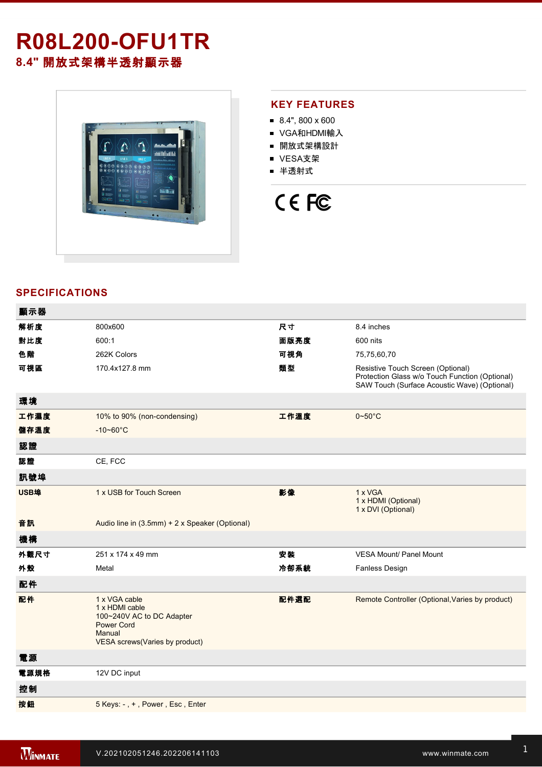# R08L200-OFU1TR

## 8.4" 開放式架構半透射顯示器

## KEY FEATURES

- 8.4", 800 x 600
- VGA和HDMI輸入
- 開放式架構設計
- VESA支架
- 半透射式

## SPECIFICATIONS

| 顯示器 | | | |
|---|---|---|---|
| 解析度 | 800x600 | 尺寸 | 8.4 inches |
| 對比度 | 600:1 | 面版亮度 | 600 nits |
| 色階 | 262K Colors | 可視角 | 75,75,60,70 |
| 可視區 | 170.4x127.8 mm | 類型 | Resistive Touch Screen (Optional)<br>Protection Glass w/o Touch Function (Optional)<br>SAW Touch (Surface Acoustic Wave) (Optional) |
| **環境** | | | |
| 工作濕度 | 10% to 90% (non-condensing) | 工作溫度 | 0~50°C |
| 儲存溫度 | -10~60°C | | |
| **認證** | | | |
| 認證 | CE, FCC | | |
| **訊號埠** | | | |
| USB埠 | 1 x USB for Touch Screen | 影像 | 1 x VGA<br>1 x HDMI (Optional)<br>1 x DVI (Optional) |
| 音訊 | Audio line in (3.5mm) + 2 x Speaker (Optional) | | |
| **機構** | | | |
| 外觀尺寸 | 251 x 174 x 49 mm | 安裝 | VESA Mount/ Panel Mount |
| 外殼 | Metal | 冷卻系統 | Fanless Design |
| **配件** | | | |
| 配件 | 1 x VGA cable<br>1 x HDMI cable<br>100~240V AC to DC Adapter<br>Power Cord<br>Manual<br>VESA screws(Varies by product) | 配件選配 | Remote Controller (Optional,Varies by product) |
| **電源** | | | |
| 電源規格 | 12V DC input | | |
| **控制** | | | |
| 按鈕 | 5 Keys: - , + , Power , Esc , Enter | | |

V.202102051246.202206141103

www.winmate.com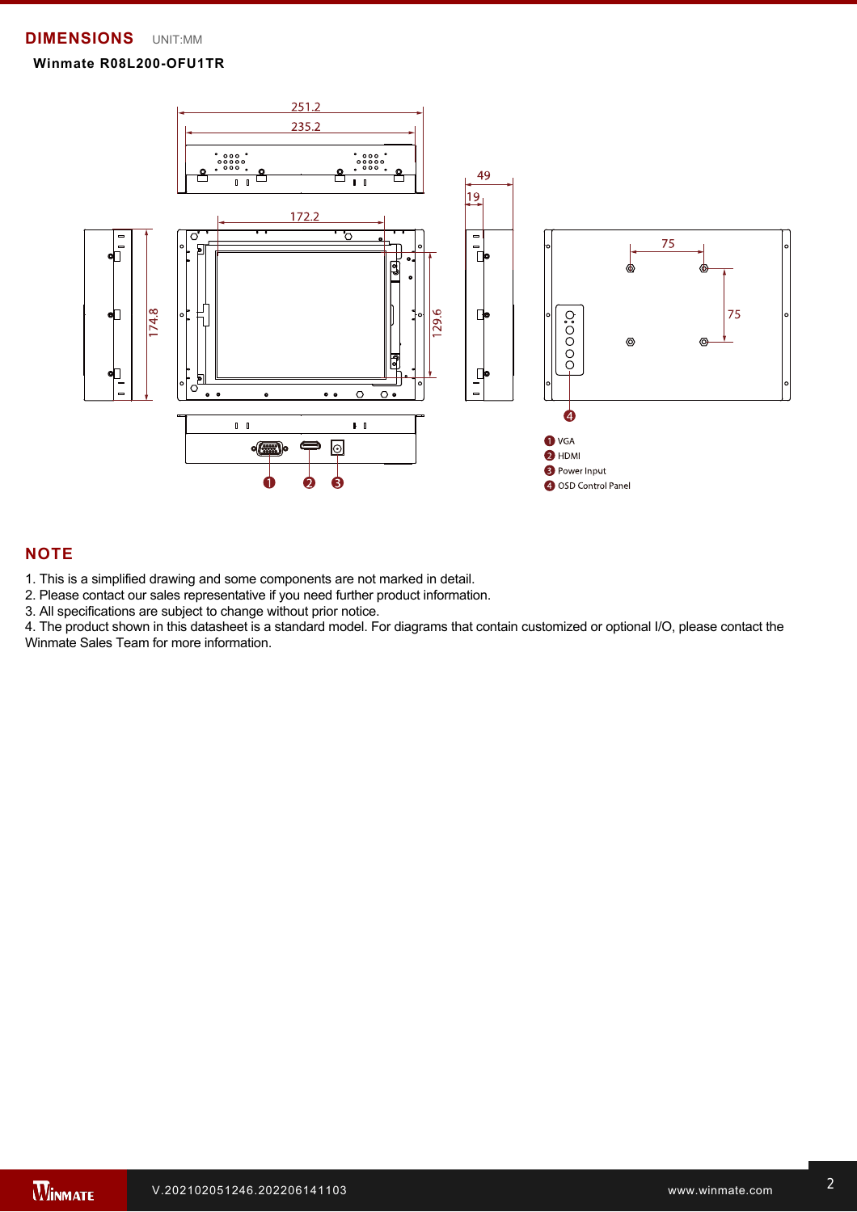## DIMENSIONS UNIT:MM

**Winmate R08L200-OFU1TR**

251.2
235.2
172.2
49
19
174.8
129.6
75
75

1 VGA
2 HDMI
3 Power Input
4 OSD Control Panel

## NOTE

1. This is a simplified drawing and some components are not marked in detail.
2. Please contact our sales representative if you need further product information.
3. All specifications are subject to change without prior notice.
4. The product shown in this datasheet is a standard model. For diagrams that contain customized or optional I/O, please contact the Winmate Sales Team for more information.